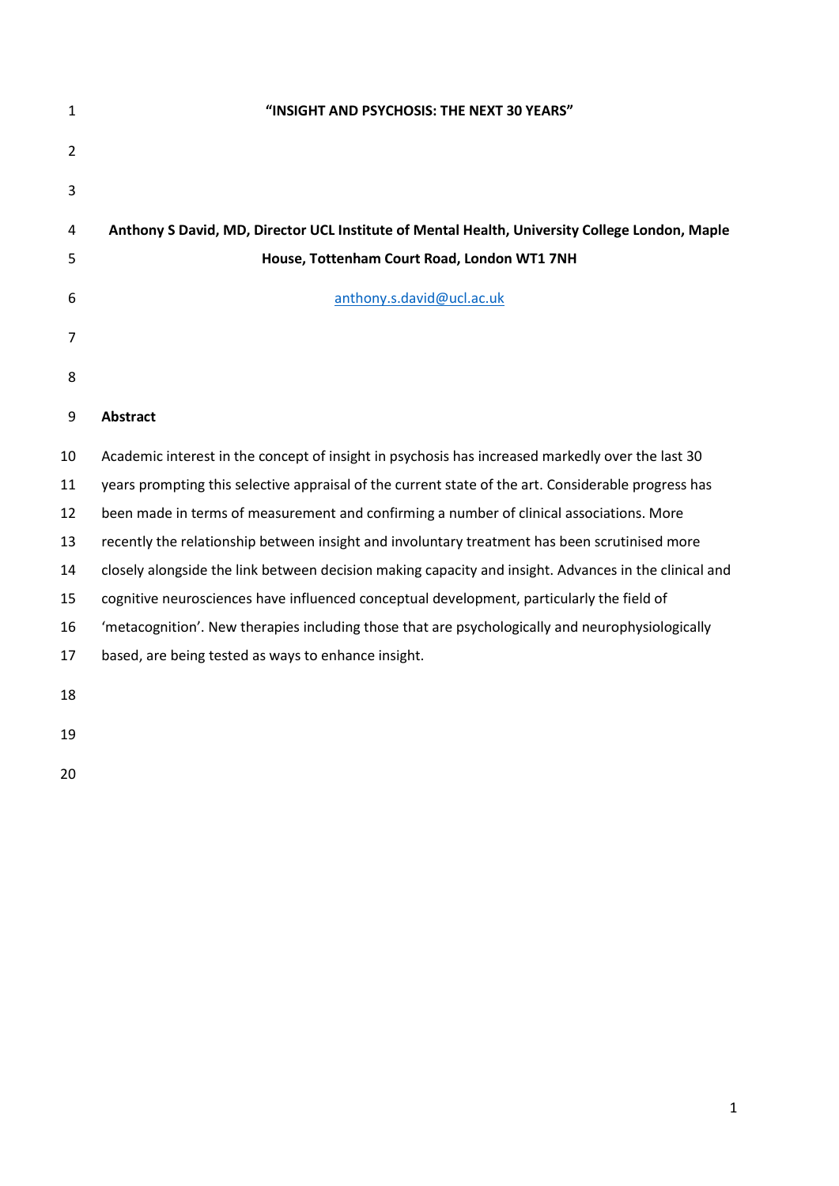# "INSIGHT AND PSYCHOSIS: THE NEXT 30 YEARS"

**Anthony S David, MD, Director UCL Institute of Mental Health, University College London, Maple House, Tottenham Court Road, London WT1 7NH**

anthony.s.david@ucl.ac.uk

## Abstract

Academic interest in the concept of insight in psychosis has increased markedly over the last 30 years prompting this selective appraisal of the current state of the art. Considerable progress has been made in terms of measurement and confirming a number of clinical associations. More recently the relationship between insight and involuntary treatment has been scrutinised more closely alongside the link between decision making capacity and insight. Advances in the clinical and cognitive neurosciences have influenced conceptual development, particularly the field of 'metacognition'. New therapies including those that are psychologically and neurophysiologically based, are being tested as ways to enhance insight.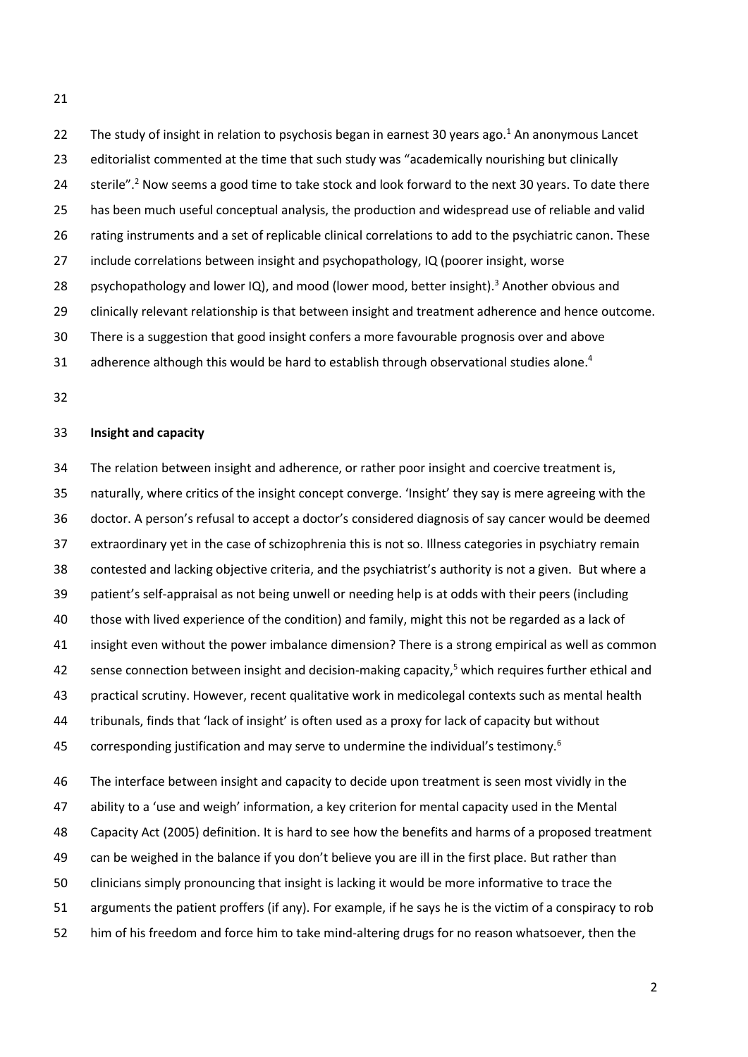The study of insight in relation to psychosis began in earnest 30 years ago.[1] An anonymous Lancet editorialist commented at the time that such study was "academically nourishing but clinically sterile".[2] Now seems a good time to take stock and look forward to the next 30 years. To date there has been much useful conceptual analysis, the production and widespread use of reliable and valid rating instruments and a set of replicable clinical correlations to add to the psychiatric canon. These include correlations between insight and psychopathology, IQ (poorer insight, worse psychopathology and lower IQ), and mood (lower mood, better insight).[3] Another obvious and clinically relevant relationship is that between insight and treatment adherence and hence outcome. There is a suggestion that good insight confers a more favourable prognosis over and above adherence although this would be hard to establish through observational studies alone.[4]

**Insight and capacity**

The relation between insight and adherence, or rather poor insight and coercive treatment is, naturally, where critics of the insight concept converge. 'Insight' they say is mere agreeing with the doctor. A person's refusal to accept a doctor's considered diagnosis of say cancer would be deemed extraordinary yet in the case of schizophrenia this is not so. Illness categories in psychiatry remain contested and lacking objective criteria, and the psychiatrist's authority is not a given. But where a patient's self-appraisal as not being unwell or needing help is at odds with their peers (including those with lived experience of the condition) and family, might this not be regarded as a lack of insight even without the power imbalance dimension? There is a strong empirical as well as common sense connection between insight and decision-making capacity,[5] which requires further ethical and practical scrutiny. However, recent qualitative work in medicolegal contexts such as mental health tribunals, finds that 'lack of insight' is often used as a proxy for lack of capacity but without corresponding justification and may serve to undermine the individual's testimony.[6]

The interface between insight and capacity to decide upon treatment is seen most vividly in the ability to a 'use and weigh' information, a key criterion for mental capacity used in the Mental Capacity Act (2005) definition. It is hard to see how the benefits and harms of a proposed treatment can be weighed in the balance if you don't believe you are ill in the first place. But rather than clinicians simply pronouncing that insight is lacking it would be more informative to trace the arguments the patient proffers (if any). For example, if he says he is the victim of a conspiracy to rob him of his freedom and force him to take mind-altering drugs for no reason whatsoever, then the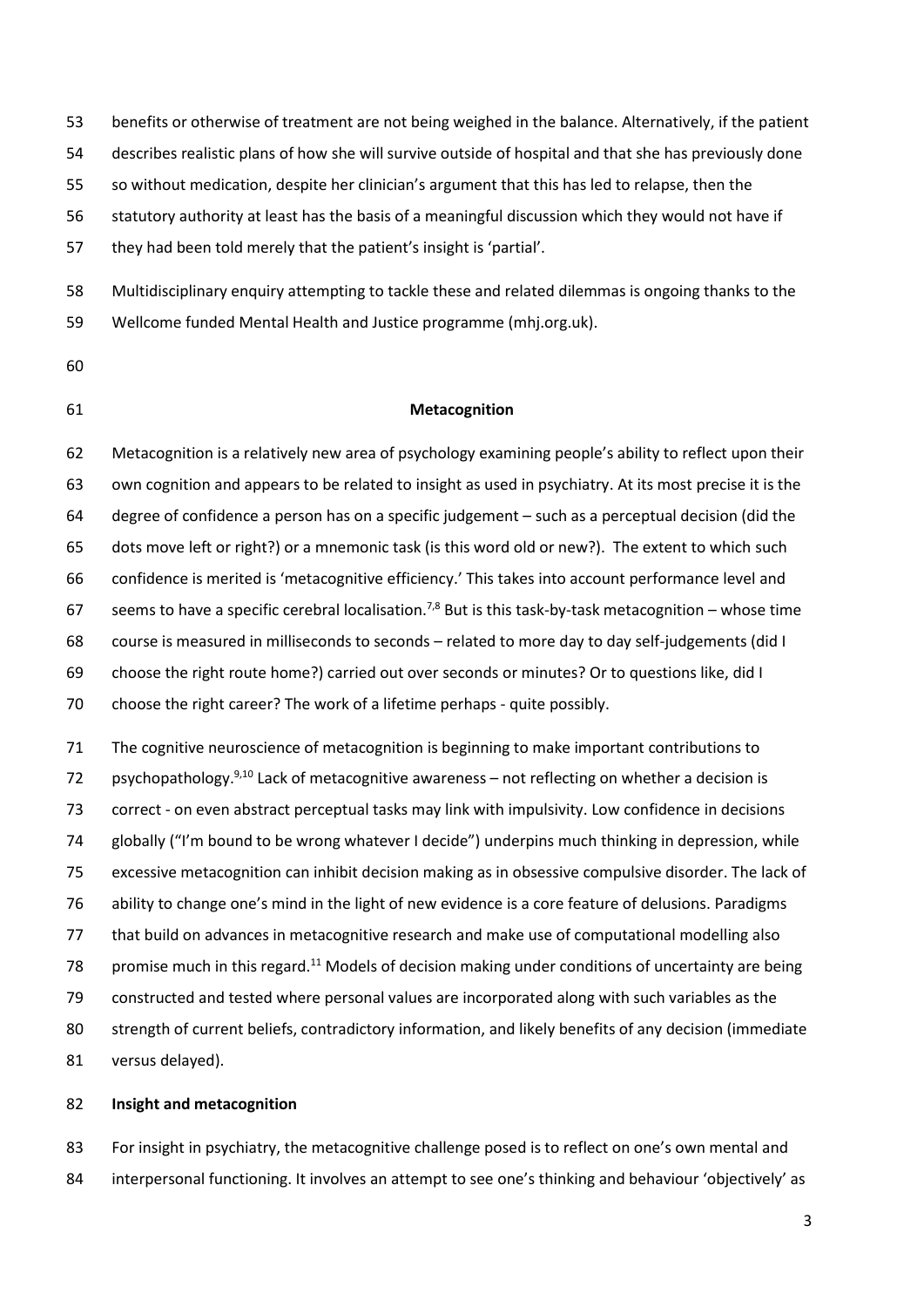benefits or otherwise of treatment are not being weighed in the balance. Alternatively, if the patient describes realistic plans of how she will survive outside of hospital and that she has previously done so without medication, despite her clinician's argument that this has led to relapse, then the statutory authority at least has the basis of a meaningful discussion which they would not have if they had been told merely that the patient's insight is 'partial'.

Multidisciplinary enquiry attempting to tackle these and related dilemmas is ongoing thanks to the Wellcome funded Mental Health and Justice programme (mhj.org.uk).

## Metacognition

Metacognition is a relatively new area of psychology examining people's ability to reflect upon their own cognition and appears to be related to insight as used in psychiatry. At its most precise it is the degree of confidence a person has on a specific judgement – such as a perceptual decision (did the dots move left or right?) or a mnemonic task (is this word old or new?). The extent to which such confidence is merited is 'metacognitive efficiency.' This takes into account performance level and seems to have a specific cerebral localisation.[7,8] But is this task-by-task metacognition – whose time course is measured in milliseconds to seconds – related to more day to day self-judgements (did I choose the right route home?) carried out over seconds or minutes? Or to questions like, did I choose the right career? The work of a lifetime perhaps - quite possibly.

The cognitive neuroscience of metacognition is beginning to make important contributions to psychopathology.[9,10] Lack of metacognitive awareness – not reflecting on whether a decision is correct - on even abstract perceptual tasks may link with impulsivity. Low confidence in decisions globally ("I'm bound to be wrong whatever I decide") underpins much thinking in depression, while excessive metacognition can inhibit decision making as in obsessive compulsive disorder. The lack of ability to change one's mind in the light of new evidence is a core feature of delusions. Paradigms that build on advances in metacognitive research and make use of computational modelling also promise much in this regard.[11] Models of decision making under conditions of uncertainty are being constructed and tested where personal values are incorporated along with such variables as the strength of current beliefs, contradictory information, and likely benefits of any decision (immediate versus delayed).

### Insight and metacognition

For insight in psychiatry, the metacognitive challenge posed is to reflect on one's own mental and interpersonal functioning. It involves an attempt to see one's thinking and behaviour 'objectively' as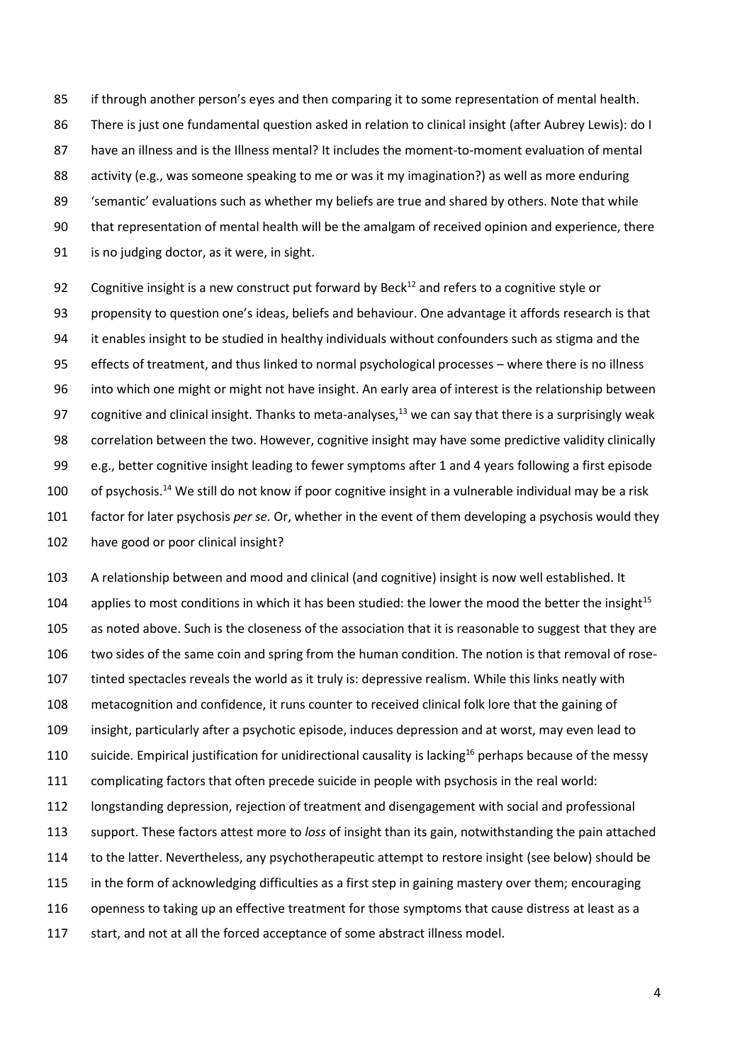if through another person's eyes and then comparing it to some representation of mental health. There is just one fundamental question asked in relation to clinical insight (after Aubrey Lewis): do I have an illness and is the Illness mental? It includes the moment-to-moment evaluation of mental activity (e.g., was someone speaking to me or was it my imagination?) as well as more enduring 'semantic' evaluations such as whether my beliefs are true and shared by others. Note that while that representation of mental health will be the amalgam of received opinion and experience, there is no judging doctor, as it were, in sight.

Cognitive insight is a new construct put forward by Beck[12] and refers to a cognitive style or propensity to question one's ideas, beliefs and behaviour. One advantage it affords research is that it enables insight to be studied in healthy individuals without confounders such as stigma and the effects of treatment, and thus linked to normal psychological processes – where there is no illness into which one might or might not have insight. An early area of interest is the relationship between cognitive and clinical insight. Thanks to meta-analyses,[13] we can say that there is a surprisingly weak correlation between the two. However, cognitive insight may have some predictive validity clinically e.g., better cognitive insight leading to fewer symptoms after 1 and 4 years following a first episode of psychosis.[14] We still do not know if poor cognitive insight in a vulnerable individual may be a risk factor for later psychosis *per se.* Or, whether in the event of them developing a psychosis would they have good or poor clinical insight?

A relationship between and mood and clinical (and cognitive) insight is now well established. It applies to most conditions in which it has been studied: the lower the mood the better the insight[15] as noted above. Such is the closeness of the association that it is reasonable to suggest that they are two sides of the same coin and spring from the human condition. The notion is that removal of rose-tinted spectacles reveals the world as it truly is: depressive realism. While this links neatly with metacognition and confidence, it runs counter to received clinical folk lore that the gaining of insight, particularly after a psychotic episode, induces depression and at worst, may even lead to suicide. Empirical justification for unidirectional causality is lacking[16] perhaps because of the messy complicating factors that often precede suicide in people with psychosis in the real world: longstanding depression, rejection of treatment and disengagement with social and professional support. These factors attest more to *loss* of insight than its gain, notwithstanding the pain attached to the latter. Nevertheless, any psychotherapeutic attempt to restore insight (see below) should be in the form of acknowledging difficulties as a first step in gaining mastery over them; encouraging openness to taking up an effective treatment for those symptoms that cause distress at least as a start, and not at all the forced acceptance of some abstract illness model.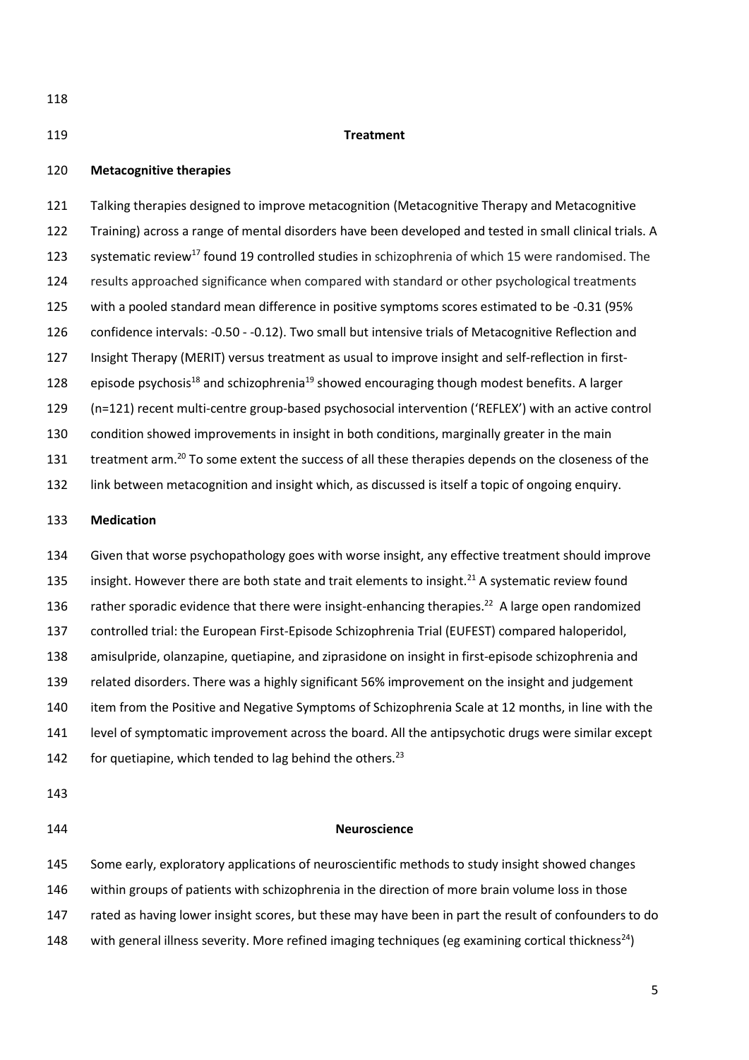## Treatment

### Metacognitive therapies

Talking therapies designed to improve metacognition (Metacognitive Therapy and Metacognitive Training) across a range of mental disorders have been developed and tested in small clinical trials. A systematic review[17] found 19 controlled studies in schizophrenia of which 15 were randomised. The results approached significance when compared with standard or other psychological treatments with a pooled standard mean difference in positive symptoms scores estimated to be -0.31 (95% confidence intervals: -0.50 - -0.12). Two small but intensive trials of Metacognitive Reflection and Insight Therapy (MERIT) versus treatment as usual to improve insight and self-reflection in first-episode psychosis[18] and schizophrenia[19] showed encouraging though modest benefits. A larger (n=121) recent multi-centre group-based psychosocial intervention ('REFLEX') with an active control condition showed improvements in insight in both conditions, marginally greater in the main treatment arm.[20] To some extent the success of all these therapies depends on the closeness of the link between metacognition and insight which, as discussed is itself a topic of ongoing enquiry.

### Medication

Given that worse psychopathology goes with worse insight, any effective treatment should improve insight. However there are both state and trait elements to insight.[21] A systematic review found rather sporadic evidence that there were insight-enhancing therapies.[22] A large open randomized controlled trial: the European First-Episode Schizophrenia Trial (EUFEST) compared haloperidol, amisulpride, olanzapine, quetiapine, and ziprasidone on insight in first-episode schizophrenia and related disorders. There was a highly significant 56% improvement on the insight and judgement item from the Positive and Negative Symptoms of Schizophrenia Scale at 12 months, in line with the level of symptomatic improvement across the board. All the antipsychotic drugs were similar except for quetiapine, which tended to lag behind the others.[23]

## Neuroscience

Some early, exploratory applications of neuroscientific methods to study insight showed changes within groups of patients with schizophrenia in the direction of more brain volume loss in those rated as having lower insight scores, but these may have been in part the result of confounders to do with general illness severity. More refined imaging techniques (eg examining cortical thickness[24])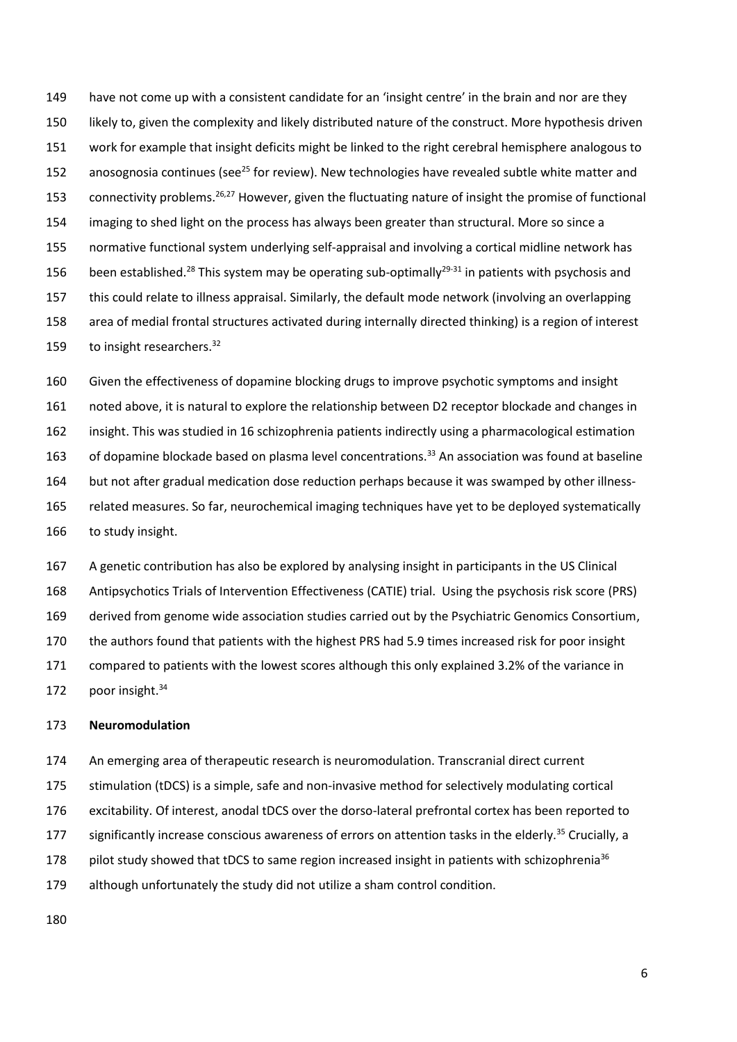have not come up with a consistent candidate for an 'insight centre' in the brain and nor are they likely to, given the complexity and likely distributed nature of the construct. More hypothesis driven work for example that insight deficits might be linked to the right cerebral hemisphere analogous to anosognosia continues (see[25] for review). New technologies have revealed subtle white matter and connectivity problems.[26,27] However, given the fluctuating nature of insight the promise of functional imaging to shed light on the process has always been greater than structural. More so since a normative functional system underlying self-appraisal and involving a cortical midline network has been established.[28] This system may be operating sub-optimally[29-31] in patients with psychosis and this could relate to illness appraisal. Similarly, the default mode network (involving an overlapping area of medial frontal structures activated during internally directed thinking) is a region of interest to insight researchers.[32]

Given the effectiveness of dopamine blocking drugs to improve psychotic symptoms and insight noted above, it is natural to explore the relationship between D2 receptor blockade and changes in insight. This was studied in 16 schizophrenia patients indirectly using a pharmacological estimation of dopamine blockade based on plasma level concentrations.[33] An association was found at baseline but not after gradual medication dose reduction perhaps because it was swamped by other illness-related measures. So far, neurochemical imaging techniques have yet to be deployed systematically to study insight.

A genetic contribution has also be explored by analysing insight in participants in the US Clinical Antipsychotics Trials of Intervention Effectiveness (CATIE) trial. Using the psychosis risk score (PRS) derived from genome wide association studies carried out by the Psychiatric Genomics Consortium, the authors found that patients with the highest PRS had 5.9 times increased risk for poor insight compared to patients with the lowest scores although this only explained 3.2% of the variance in poor insight.[34]

**Neuromodulation**

An emerging area of therapeutic research is neuromodulation. Transcranial direct current stimulation (tDCS) is a simple, safe and non-invasive method for selectively modulating cortical excitability. Of interest, anodal tDCS over the dorso-lateral prefrontal cortex has been reported to significantly increase conscious awareness of errors on attention tasks in the elderly.[35] Crucially, a pilot study showed that tDCS to same region increased insight in patients with schizophrenia[36] although unfortunately the study did not utilize a sham control condition.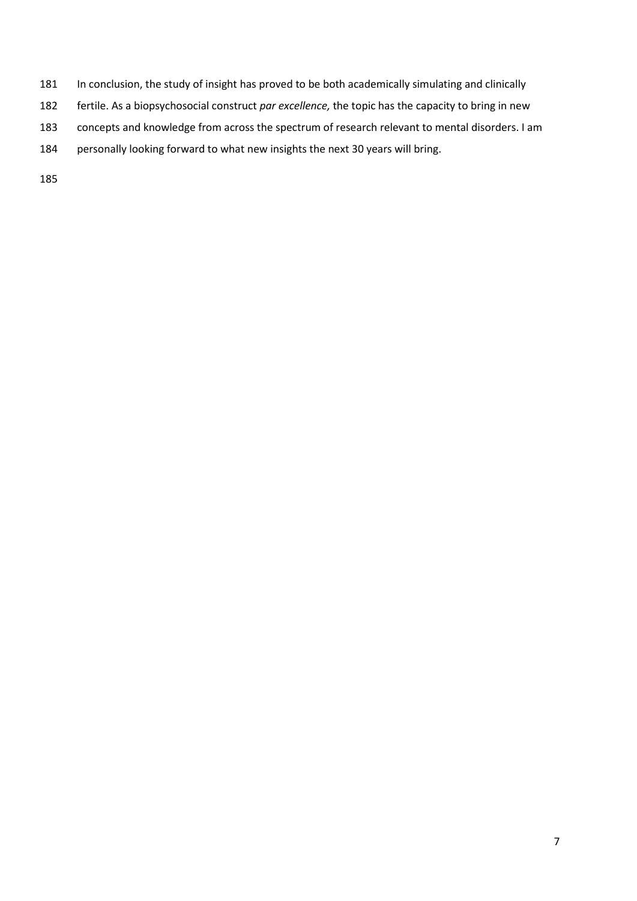In conclusion, the study of insight has proved to be both academically simulating and clinically fertile. As a biopsychosocial construct *par excellence,* the topic has the capacity to bring in new concepts and knowledge from across the spectrum of research relevant to mental disorders. I am personally looking forward to what new insights the next 30 years will bring.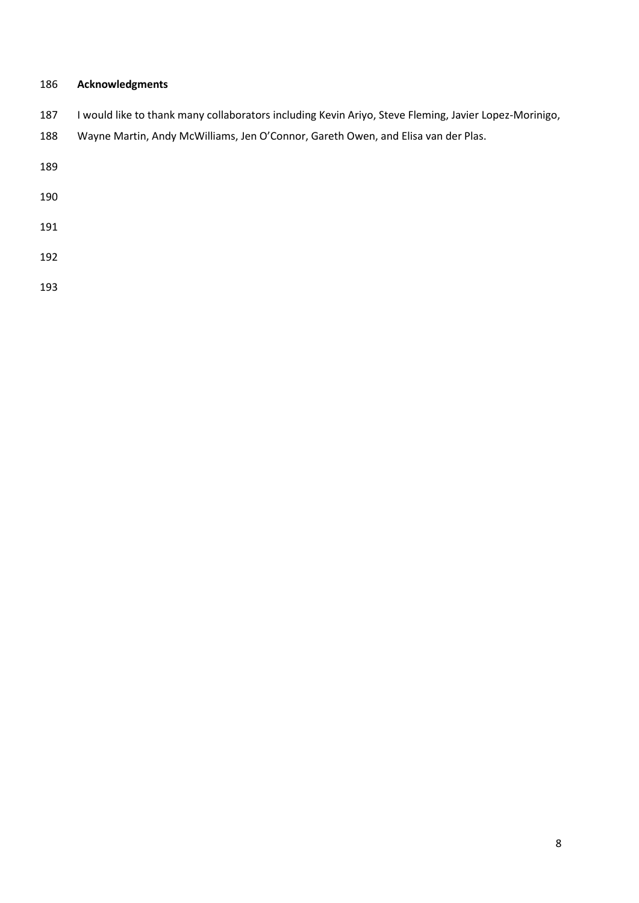## Acknowledgments

I would like to thank many collaborators including Kevin Ariyo, Steve Fleming, Javier Lopez-Morinigo, Wayne Martin, Andy McWilliams, Jen O'Connor, Gareth Owen, and Elisa van der Plas.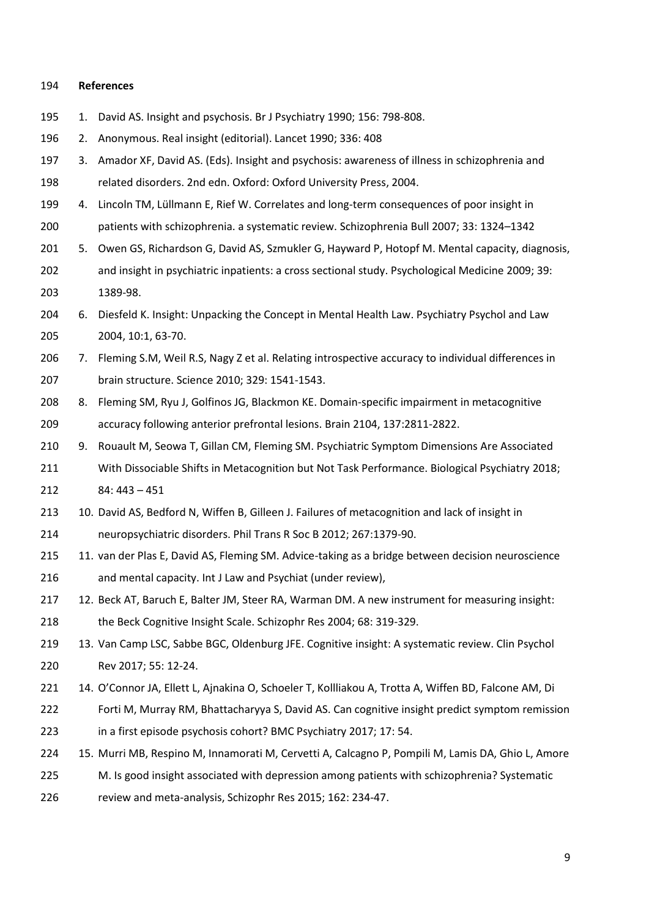**References**

1. David AS. Insight and psychosis. Br J Psychiatry 1990; 156: 798-808.
2. Anonymous. Real insight (editorial). Lancet 1990; 336: 408
3. Amador XF, David AS. (Eds). Insight and psychosis: awareness of illness in schizophrenia and related disorders. 2nd edn. Oxford: Oxford University Press, 2004.
4. Lincoln TM, Lüllmann E, Rief W. Correlates and long-term consequences of poor insight in patients with schizophrenia. a systematic review. Schizophrenia Bull 2007; 33: 1324–1342
5. Owen GS, Richardson G, David AS, Szmukler G, Hayward P, Hotopf M. Mental capacity, diagnosis, and insight in psychiatric inpatients: a cross sectional study. Psychological Medicine 2009; 39: 1389-98.
6. Diesfeld K. Insight: Unpacking the Concept in Mental Health Law. Psychiatry Psychol and Law 2004, 10:1, 63-70.
7. Fleming S.M, Weil R.S, Nagy Z et al. Relating introspective accuracy to individual differences in brain structure. Science 2010; 329: 1541-1543.
8. Fleming SM, Ryu J, Golfinos JG, Blackmon KE. Domain-specific impairment in metacognitive accuracy following anterior prefrontal lesions. Brain 2104, 137:2811-2822.
9. Rouault M, Seowa T, Gillan CM, Fleming SM. Psychiatric Symptom Dimensions Are Associated With Dissociable Shifts in Metacognition but Not Task Performance. Biological Psychiatry 2018; 84: 443 – 451
10. David AS, Bedford N, Wiffen B, Gilleen J. Failures of metacognition and lack of insight in neuropsychiatric disorders. Phil Trans R Soc B 2012; 267:1379-90.
11. van der Plas E, David AS, Fleming SM. Advice-taking as a bridge between decision neuroscience and mental capacity. Int J Law and Psychiat (under review),
12. Beck AT, Baruch E, Balter JM, Steer RA, Warman DM. A new instrument for measuring insight: the Beck Cognitive Insight Scale. Schizophr Res 2004; 68: 319-329.
13. Van Camp LSC, Sabbe BGC, Oldenburg JFE. Cognitive insight: A systematic review. Clin Psychol Rev 2017; 55: 12-24.
14. O'Connor JA, Ellett L, Ajnakina O, Schoeler T, Kollliakou A, Trotta A, Wiffen BD, Falcone AM, Di Forti M, Murray RM, Bhattacharyya S, David AS. Can cognitive insight predict symptom remission in a first episode psychosis cohort? BMC Psychiatry 2017; 17: 54.
15. Murri MB, Respino M, Innamorati M, Cervetti A, Calcagno P, Pompili M, Lamis DA, Ghio L, Amore M. Is good insight associated with depression among patients with schizophrenia? Systematic review and meta-analysis, Schizophr Res 2015; 162: 234-47.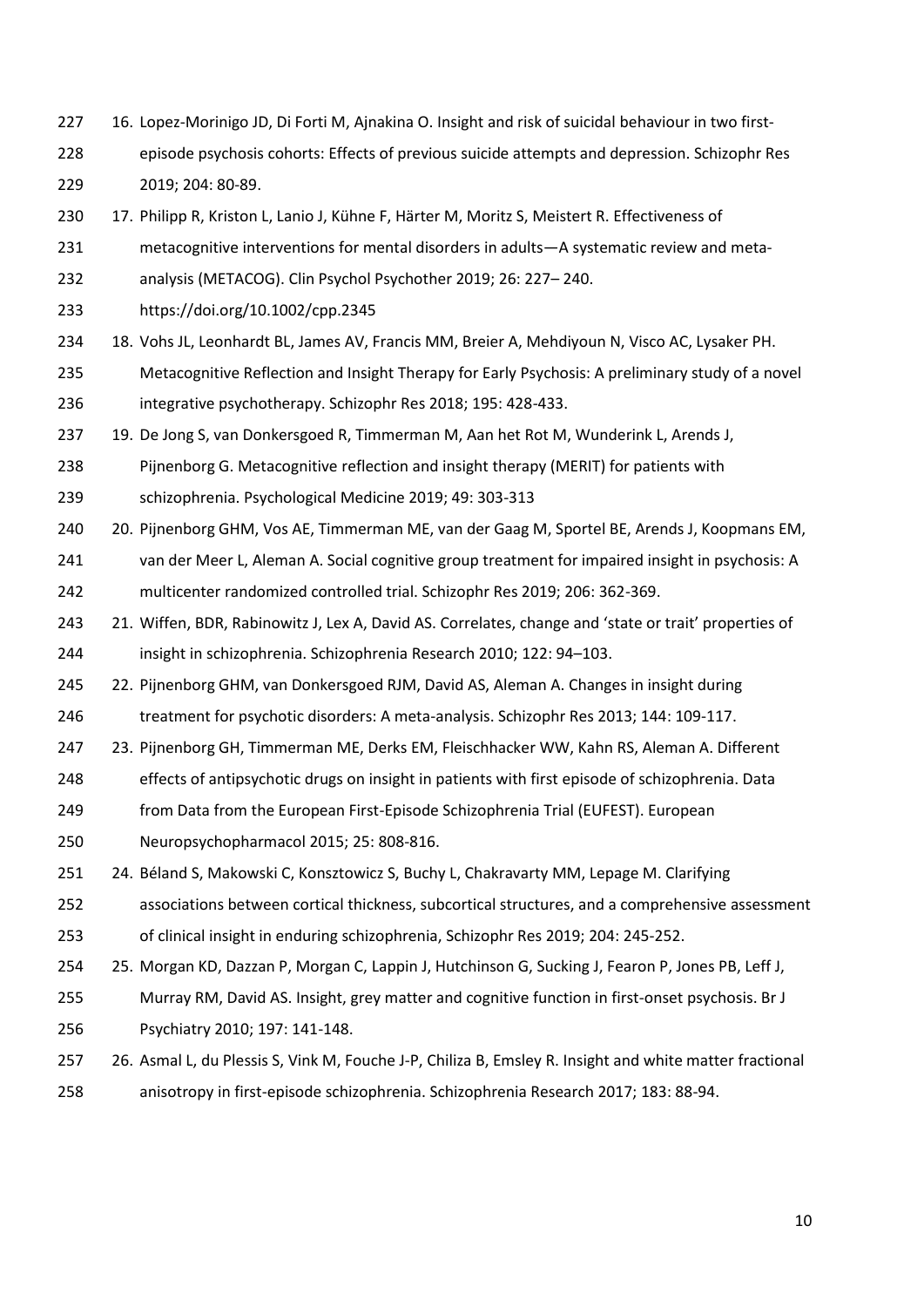16. Lopez-Morinigo JD, Di Forti M, Ajnakina O. Insight and risk of suicidal behaviour in two first-episode psychosis cohorts: Effects of previous suicide attempts and depression. Schizophr Res 2019; 204: 80-89.
17. Philipp R, Kriston L, Lanio J, Kühne F, Härter M, Moritz S, Meistert R. Effectiveness of metacognitive interventions for mental disorders in adults—A systematic review and meta-analysis (METACOG). Clin Psychol Psychother 2019; 26: 227– 240. https://doi.org/10.1002/cpp.2345
18. Vohs JL, Leonhardt BL, James AV, Francis MM, Breier A, Mehdiyoun N, Visco AC, Lysaker PH. Metacognitive Reflection and Insight Therapy for Early Psychosis: A preliminary study of a novel integrative psychotherapy. Schizophr Res 2018; 195: 428-433.
19. De Jong S, van Donkersgoed R, Timmerman M, Aan het Rot M, Wunderink L, Arends J, Pijnenborg G. Metacognitive reflection and insight therapy (MERIT) for patients with schizophrenia. Psychological Medicine 2019; 49: 303-313
20. Pijnenborg GHM, Vos AE, Timmerman ME, van der Gaag M, Sportel BE, Arends J, Koopmans EM, van der Meer L, Aleman A. Social cognitive group treatment for impaired insight in psychosis: A multicenter randomized controlled trial. Schizophr Res 2019; 206: 362-369.
21. Wiffen, BDR, Rabinowitz J, Lex A, David AS. Correlates, change and 'state or trait' properties of insight in schizophrenia. Schizophrenia Research 2010; 122: 94–103.
22. Pijnenborg GHM, van Donkersgoed RJM, David AS, Aleman A. Changes in insight during treatment for psychotic disorders: A meta-analysis. Schizophr Res 2013; 144: 109-117.
23. Pijnenborg GH, Timmerman ME, Derks EM, Fleischhacker WW, Kahn RS, Aleman A. Different effects of antipsychotic drugs on insight in patients with first episode of schizophrenia. Data from Data from the European First-Episode Schizophrenia Trial (EUFEST). European Neuropsychopharmacol 2015; 25: 808-816.
24. Béland S, Makowski C, Konsztowicz S, Buchy L, Chakravarty MM, Lepage M. Clarifying associations between cortical thickness, subcortical structures, and a comprehensive assessment of clinical insight in enduring schizophrenia, Schizophr Res 2019; 204: 245-252.
25. Morgan KD, Dazzan P, Morgan C, Lappin J, Hutchinson G, Sucking J, Fearon P, Jones PB, Leff J, Murray RM, David AS. Insight, grey matter and cognitive function in first-onset psychosis. Br J Psychiatry 2010; 197: 141-148.
26. Asmal L, du Plessis S, Vink M, Fouche J-P, Chiliza B, Emsley R. Insight and white matter fractional anisotropy in first-episode schizophrenia. Schizophrenia Research 2017; 183: 88-94.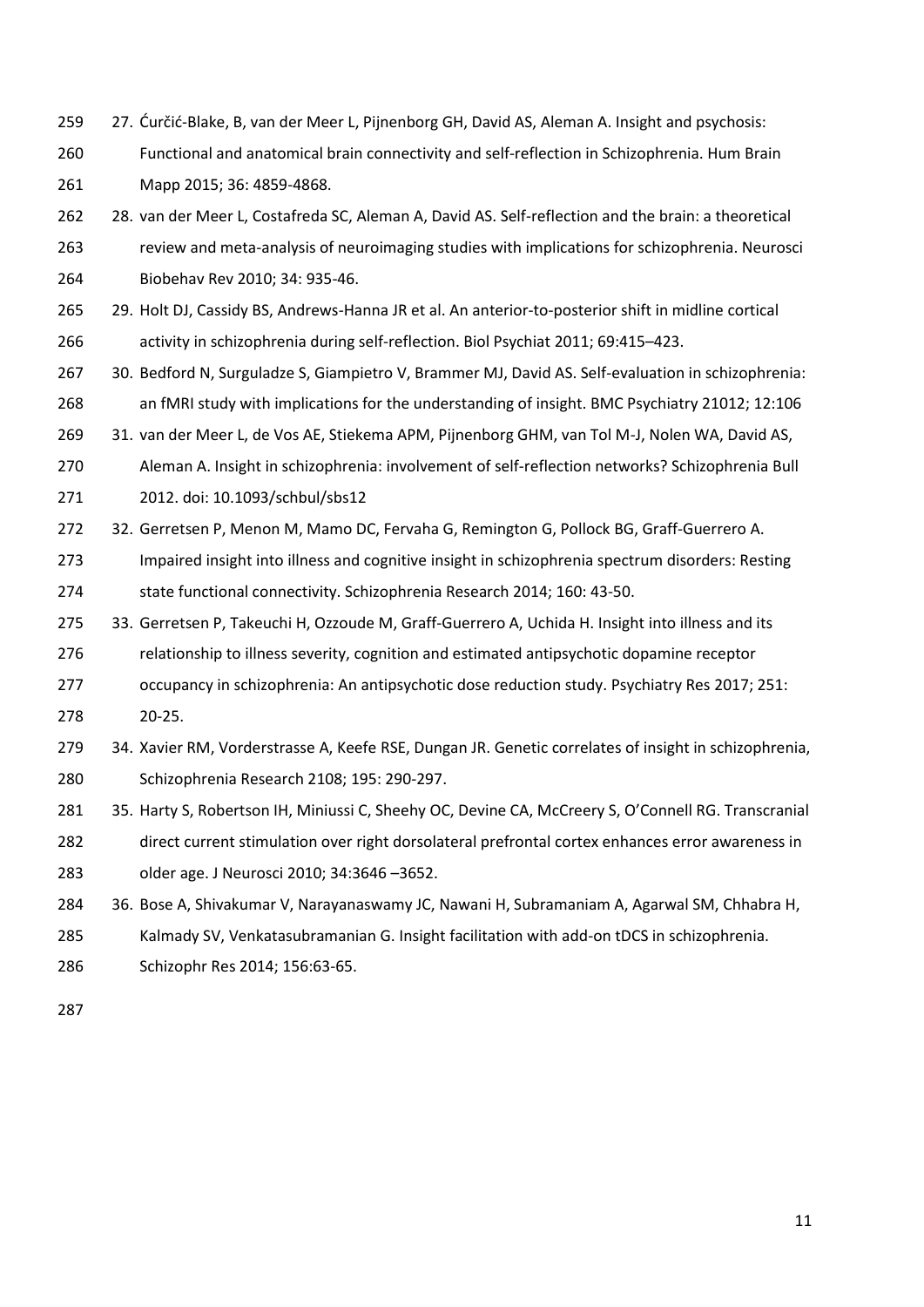27. Ćurčić-Blake, B, van der Meer L, Pijnenborg GH, David AS, Aleman A. Insight and psychosis: Functional and anatomical brain connectivity and self-reflection in Schizophrenia. Hum Brain Mapp 2015; 36: 4859-4868.
28. van der Meer L, Costafreda SC, Aleman A, David AS. Self-reflection and the brain: a theoretical review and meta-analysis of neuroimaging studies with implications for schizophrenia. Neurosci Biobehav Rev 2010; 34: 935-46.
29. Holt DJ, Cassidy BS, Andrews-Hanna JR et al. An anterior-to-posterior shift in midline cortical activity in schizophrenia during self-reflection. Biol Psychiat 2011; 69:415–423.
30. Bedford N, Surguladze S, Giampietro V, Brammer MJ, David AS. Self-evaluation in schizophrenia: an fMRI study with implications for the understanding of insight. BMC Psychiatry 21012; 12:106
31. van der Meer L, de Vos AE, Stiekema APM, Pijnenborg GHM, van Tol M-J, Nolen WA, David AS, Aleman A. Insight in schizophrenia: involvement of self-reflection networks? Schizophrenia Bull 2012. doi: 10.1093/schbul/sbs12
32. Gerretsen P, Menon M, Mamo DC, Fervaha G, Remington G, Pollock BG, Graff-Guerrero A. Impaired insight into illness and cognitive insight in schizophrenia spectrum disorders: Resting state functional connectivity. Schizophrenia Research 2014; 160: 43-50.
33. Gerretsen P, Takeuchi H, Ozzoude M, Graff-Guerrero A, Uchida H. Insight into illness and its relationship to illness severity, cognition and estimated antipsychotic dopamine receptor occupancy in schizophrenia: An antipsychotic dose reduction study. Psychiatry Res 2017; 251: 20-25.
34. Xavier RM, Vorderstrasse A, Keefe RSE, Dungan JR. Genetic correlates of insight in schizophrenia, Schizophrenia Research 2108; 195: 290-297.
35. Harty S, Robertson IH, Miniussi C, Sheehy OC, Devine CA, McCreery S, O'Connell RG. Transcranial direct current stimulation over right dorsolateral prefrontal cortex enhances error awareness in older age. J Neurosci 2010; 34:3646 –3652.
36. Bose A, Shivakumar V, Narayanaswamy JC, Nawani H, Subramaniam A, Agarwal SM, Chhabra H, Kalmady SV, Venkatasubramanian G. Insight facilitation with add-on tDCS in schizophrenia. Schizophr Res 2014; 156:63-65.